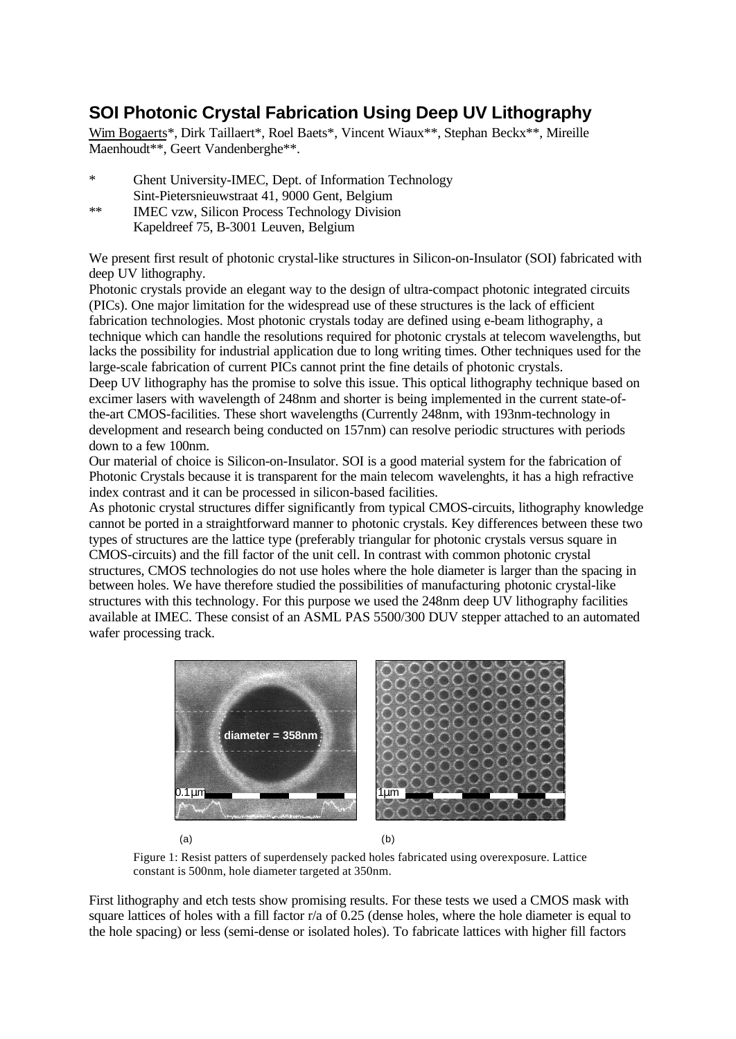# SOI Photonic Crystal Fabrication Using Deep UV Lithography

Wim Bogaerts*, Dirk Taillaert*, Roel Baets*, Vincent Wiaux**, Stephan Beckx**, Mireille Maenhoudt**, Geert Vandenberghe**.

\* Ghent University-IMEC, Dept. of Information Technology
Sint-Pietersnieuwstraat 41, 9000 Gent, Belgium

\*\* IMEC vzw, Silicon Process Technology Division
Kapeldreef 75, B-3001 Leuven, Belgium

We present first result of photonic crystal-like structures in Silicon-on-Insulator (SOI) fabricated with deep UV lithography.

Photonic crystals provide an elegant way to the design of ultra-compact photonic integrated circuits (PICs). One major limitation for the widespread use of these structures is the lack of efficient fabrication technologies. Most photonic crystals today are defined using e-beam lithography, a technique which can handle the resolutions required for photonic crystals at telecom wavelengths, but lacks the possibility for industrial application due to long writing times. Other techniques used for the large-scale fabrication of current PICs cannot print the fine details of photonic crystals.

Deep UV lithography has the promise to solve this issue. This optical lithography technique based on excimer lasers with wavelength of 248nm and shorter is being implemented in the current state-of-the-art CMOS-facilities. These short wavelengths (Currently 248nm, with 193nm-technology in development and research being conducted on 157nm) can resolve periodic structures with periods down to a few 100nm.

Our material of choice is Silicon-on-Insulator. SOI is a good material system for the fabrication of Photonic Crystals because it is transparent for the main telecom wavelenghts, it has a high refractive index contrast and it can be processed in silicon-based facilities.

As photonic crystal structures differ significantly from typical CMOS-circuits, lithography knowledge cannot be ported in a straightforward manner to photonic crystals. Key differences between these two types of structures are the lattice type (preferably triangular for photonic crystals versus square in CMOS-circuits) and the fill factor of the unit cell. In contrast with common photonic crystal structures, CMOS technologies do not use holes where the hole diameter is larger than the spacing in between holes. We have therefore studied the possibilities of manufacturing photonic crystal-like structures with this technology. For this purpose we used the 248nm deep UV lithography facilities available at IMEC. These consist of an ASML PAS 5500/300 DUV stepper attached to an automated wafer processing track.

(a) (b)

Figure 1: Resist patters of superdensely packed holes fabricated using overexposure. Lattice constant is 500nm, hole diameter targeted at 350nm.

First lithography and etch tests show promising results. For these tests we used a CMOS mask with square lattices of holes with a fill factor r/a of 0.25 (dense holes, where the hole diameter is equal to the hole spacing) or less (semi-dense or isolated holes). To fabricate lattices with higher fill factors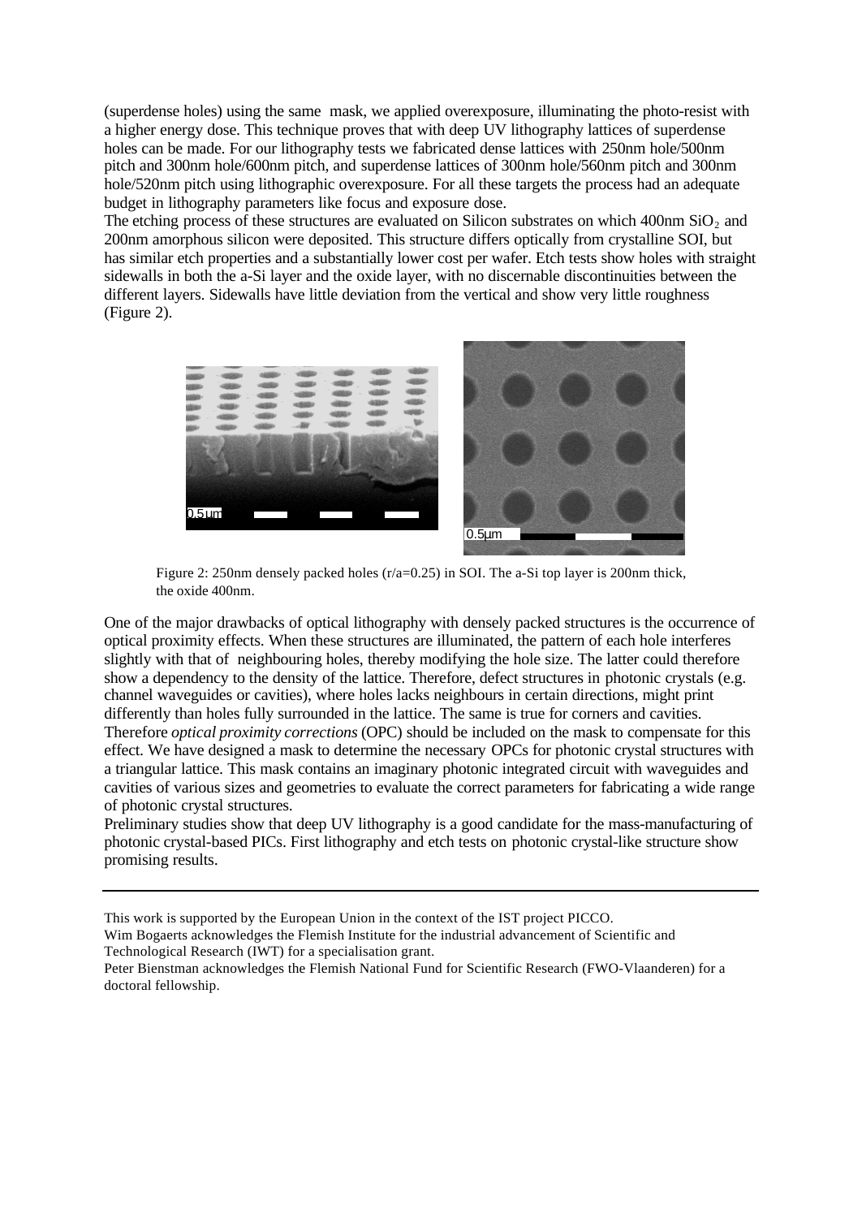(superdense holes) using the same mask, we applied overexposure, illuminating the photo-resist with a higher energy dose. This technique proves that with deep UV lithography lattices of superdense holes can be made. For our lithography tests we fabricated dense lattices with 250nm hole/500nm pitch and 300nm hole/600nm pitch, and superdense lattices of 300nm hole/560nm pitch and 300nm hole/520nm pitch using lithographic overexposure. For all these targets the process had an adequate budget in lithography parameters like focus and exposure dose.

The etching process of these structures are evaluated on Silicon substrates on which 400nm $SiO_2$ and 200nm amorphous silicon were deposited. This structure differs optically from crystalline SOI, but has similar etch properties and a substantially lower cost per wafer. Etch tests show holes with straight sidewalls in both the a-Si layer and the oxide layer, with no discernable discontinuities between the different layers. Sidewalls have little deviation from the vertical and show very little roughness (Figure 2).

0.5µm

0.5µm

Figure 2: 250nm densely packed holes (r/a=0.25) in SOI. The a-Si top layer is 200nm thick, the oxide 400nm.

One of the major drawbacks of optical lithography with densely packed structures is the occurrence of optical proximity effects. When these structures are illuminated, the pattern of each hole interferes slightly with that of neighbouring holes, thereby modifying the hole size. The latter could therefore show a dependency to the density of the lattice. Therefore, defect structures in photonic crystals (e.g. channel waveguides or cavities), where holes lacks neighbours in certain directions, might print differently than holes fully surrounded in the lattice. The same is true for corners and cavities. Therefore *optical proximity corrections* (OPC) should be included on the mask to compensate for this effect. We have designed a mask to determine the necessary OPCs for photonic crystal structures with a triangular lattice. This mask contains an imaginary photonic integrated circuit with waveguides and cavities of various sizes and geometries to evaluate the correct parameters for fabricating a wide range of photonic crystal structures.

Preliminary studies show that deep UV lithography is a good candidate for the mass-manufacturing of photonic crystal-based PICs. First lithography and etch tests on photonic crystal-like structure show promising results.

---

This work is supported by the European Union in the context of the IST project PICCO.

Wim Bogaerts acknowledges the Flemish Institute for the industrial advancement of Scientific and Technological Research (IWT) for a specialisation grant.

Peter Bienstman acknowledges the Flemish National Fund for Scientific Research (FWO-Vlaanderen) for a doctoral fellowship.